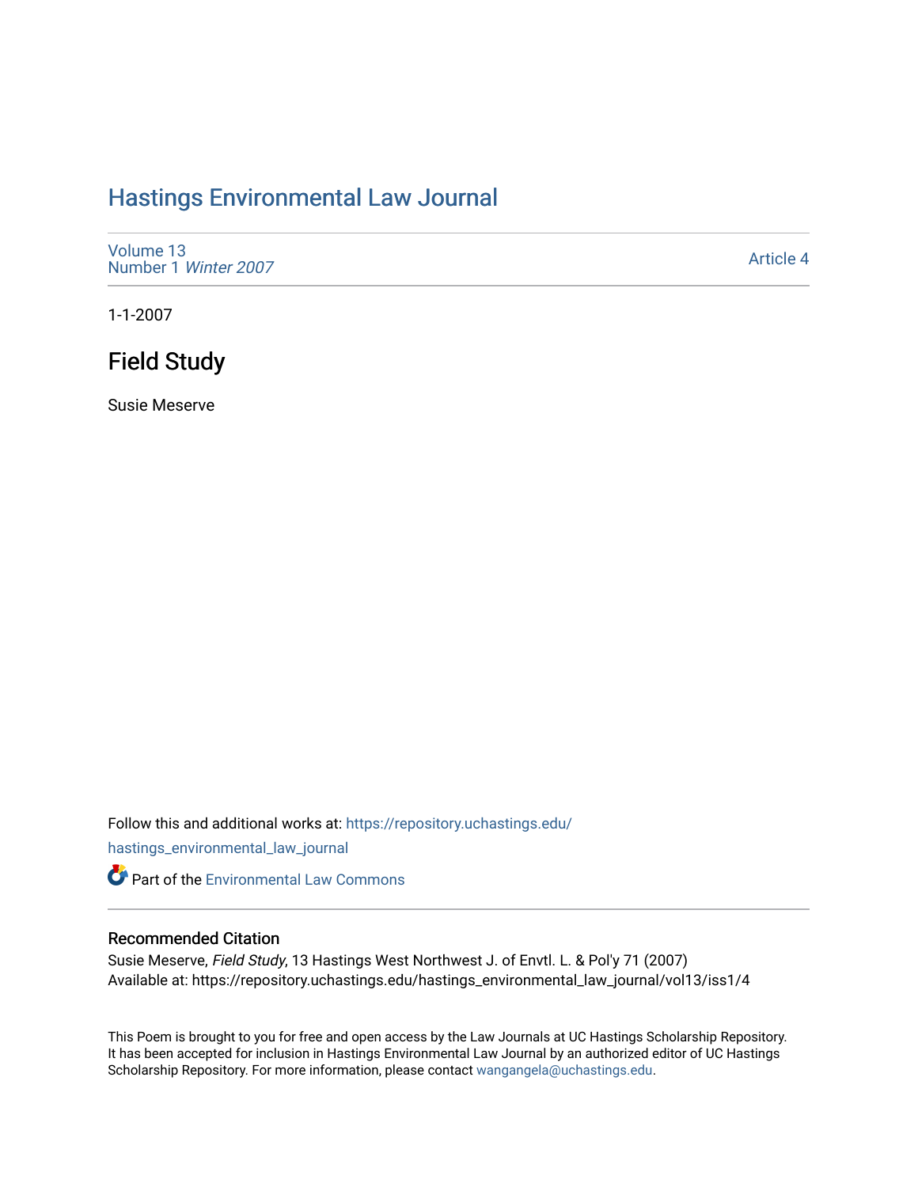# Hastings Environmental Law Journal

Volume 13
Number 1 *Winter 2007*

Article 4

1-1-2007

## Field Study

Susie Meserve

Follow this and additional works at: https://repository.uchastings.edu/hastings_environmental_law_journal

Part of the Environmental Law Commons

### Recommended Citation

Susie Meserve, *Field Study*, 13 Hastings West Northwest J. of Envtl. L. & Pol'y 71 (2007)
Available at: https://repository.uchastings.edu/hastings_environmental_law_journal/vol13/iss1/4

This Poem is brought to you for free and open access by the Law Journals at UC Hastings Scholarship Repository. It has been accepted for inclusion in Hastings Environmental Law Journal by an authorized editor of UC Hastings Scholarship Repository. For more information, please contact wangangela@uchastings.edu.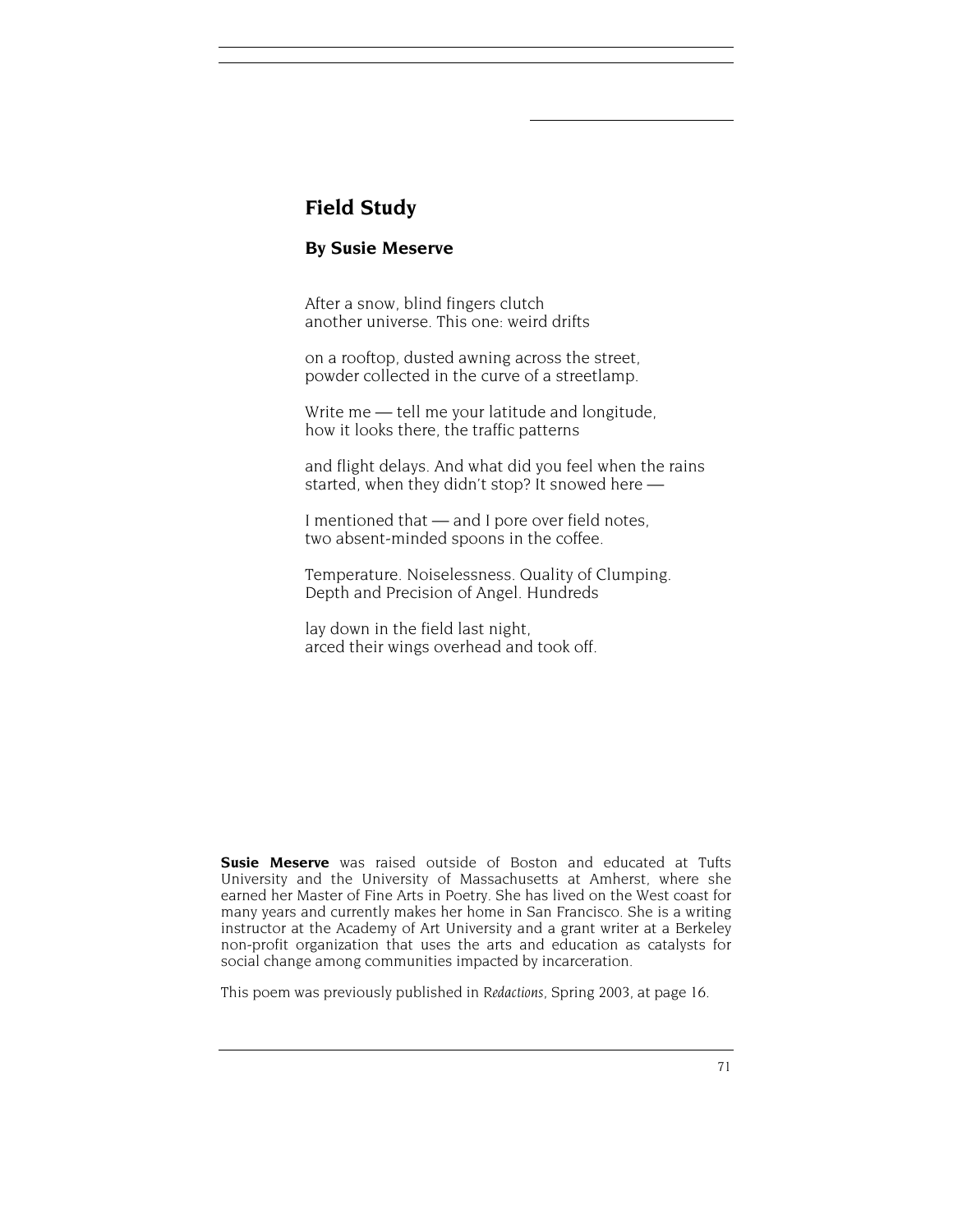## Field Study

### By Susie Meserve

After a snow, blind fingers clutch  
another universe. This one: weird drifts

on a rooftop, dusted awning across the street,  
powder collected in the curve of a streetlamp.

Write me — tell me your latitude and longitude,  
how it looks there, the traffic patterns

and flight delays. And what did you feel when the rains  
started, when they didn't stop? It snowed here —

I mentioned that — and I pore over field notes,  
two absent-minded spoons in the coffee.

Temperature. Noiselessness. Quality of Clumping.  
Depth and Precision of Angel. Hundreds

lay down in the field last night,  
arced their wings overhead and took off.

**Susie Meserve** was raised outside of Boston and educated at Tufts University and the University of Massachusetts at Amherst, where she earned her Master of Fine Arts in Poetry. She has lived on the West coast for many years and currently makes her home in San Francisco. She is a writing instructor at the Academy of Art University and a grant writer at a Berkeley non-profit organization that uses the arts and education as catalysts for social change among communities impacted by incarceration.

This poem was previously published in *Redactions*, Spring 2003, at page 16.